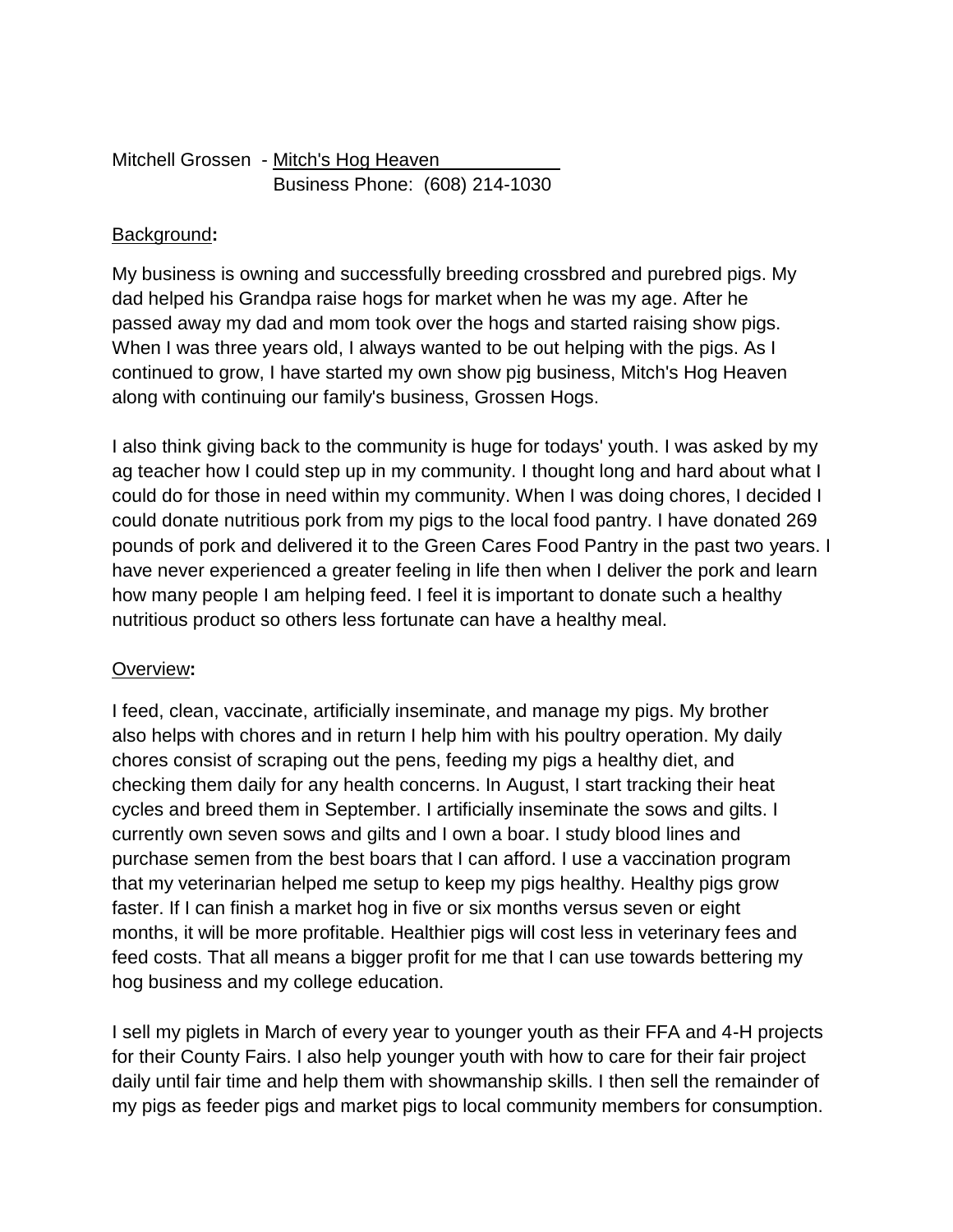Mitchell Grossen - <u>Mitch's Hog Heaven</u>
Business Phone: (608) 214-1030

## <u>Background</u>**:**

My business is owning and successfully breeding crossbred and purebred pigs. My dad helped his Grandpa raise hogs for market when he was my age. After he passed away my dad and mom took over the hogs and started raising show pigs. When I was three years old, I always wanted to be out helping with the pigs. As I continued to grow, I have started my own show pig business, Mitch's Hog Heaven along with continuing our family's business, Grossen Hogs.

I also think giving back to the community is huge for todays' youth. I was asked by my ag teacher how I could step up in my community. I thought long and hard about what I could do for those in need within my community. When I was doing chores, I decided I could donate nutritious pork from my pigs to the local food pantry. I have donated 269 pounds of pork and delivered it to the Green Cares Food Pantry in the past two years. I have never experienced a greater feeling in life then when I deliver the pork and learn how many people I am helping feed. I feel it is important to donate such a healthy nutritious product so others less fortunate can have a healthy meal.

## <u>Overview</u>**:**

I feed, clean, vaccinate, artificially inseminate, and manage my pigs. My brother also helps with chores and in return I help him with his poultry operation. My daily chores consist of scraping out the pens, feeding my pigs a healthy diet, and checking them daily for any health concerns. In August, I start tracking their heat cycles and breed them in September. I artificially inseminate the sows and gilts. I currently own seven sows and gilts and I own a boar. I study blood lines and purchase semen from the best boars that I can afford. I use a vaccination program that my veterinarian helped me setup to keep my pigs healthy. Healthy pigs grow faster. If I can finish a market hog in five or six months versus seven or eight months, it will be more profitable. Healthier pigs will cost less in veterinary fees and feed costs. That all means a bigger profit for me that I can use towards bettering my hog business and my college education.

I sell my piglets in March of every year to younger youth as their FFA and 4-H projects for their County Fairs. I also help younger youth with how to care for their fair project daily until fair time and help them with showmanship skills. I then sell the remainder of my pigs as feeder pigs and market pigs to local community members for consumption.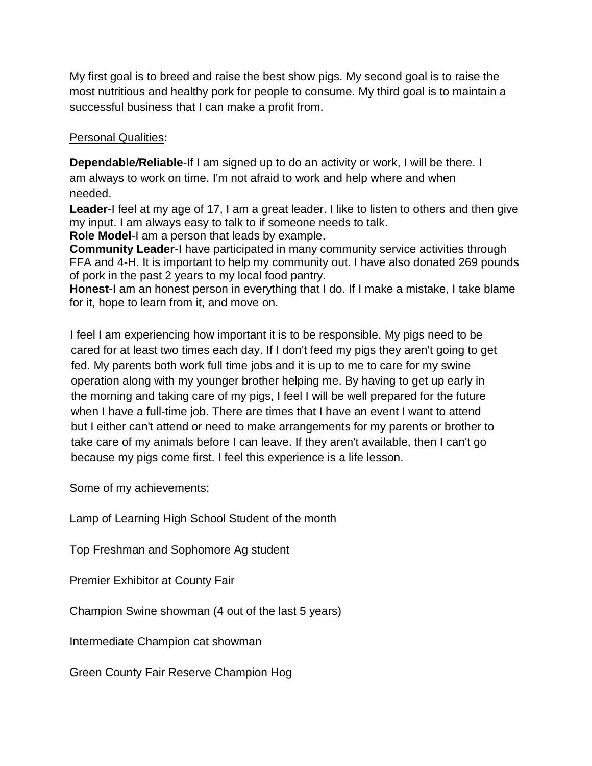My first goal is to breed and raise the best show pigs. My second goal is to raise the most nutritious and healthy pork for people to consume. My third goal is to maintain a successful business that I can make a profit from.

<u>Personal Qualities</u>**:**

**Dependable/Reliable**-If I am signed up to do an activity or work, I will be there. I am always to work on time. I'm not afraid to work and help where and when needed.

**Leader**-I feel at my age of 17, I am a great leader. I like to listen to others and then give my input. I am always easy to talk to if someone needs to talk.

**Role Model**-I am a person that leads by example.

**Community Leader**-I have participated in many community service activities through FFA and 4-H. It is important to help my community out. I have also donated 269 pounds of pork in the past 2 years to my local food pantry.

**Honest**-I am an honest person in everything that I do. If I make a mistake, I take blame for it, hope to learn from it, and move on.

I feel I am experiencing how important it is to be responsible. My pigs need to be cared for at least two times each day. If I don't feed my pigs they aren't going to get fed. My parents both work full time jobs and it is up to me to care for my swine operation along with my younger brother helping me. By having to get up early in the morning and taking care of my pigs, I feel I will be well prepared for the future when I have a full-time job. There are times that I have an event I want to attend but I either can't attend or need to make arrangements for my parents or brother to take care of my animals before I can leave. If they aren't available, then I can't go because my pigs come first. I feel this experience is a life lesson.

Some of my achievements:

Lamp of Learning High School Student of the month

Top Freshman and Sophomore Ag student

Premier Exhibitor at County Fair

Champion Swine showman (4 out of the last 5 years)

Intermediate Champion cat showman

Green County Fair Reserve Champion Hog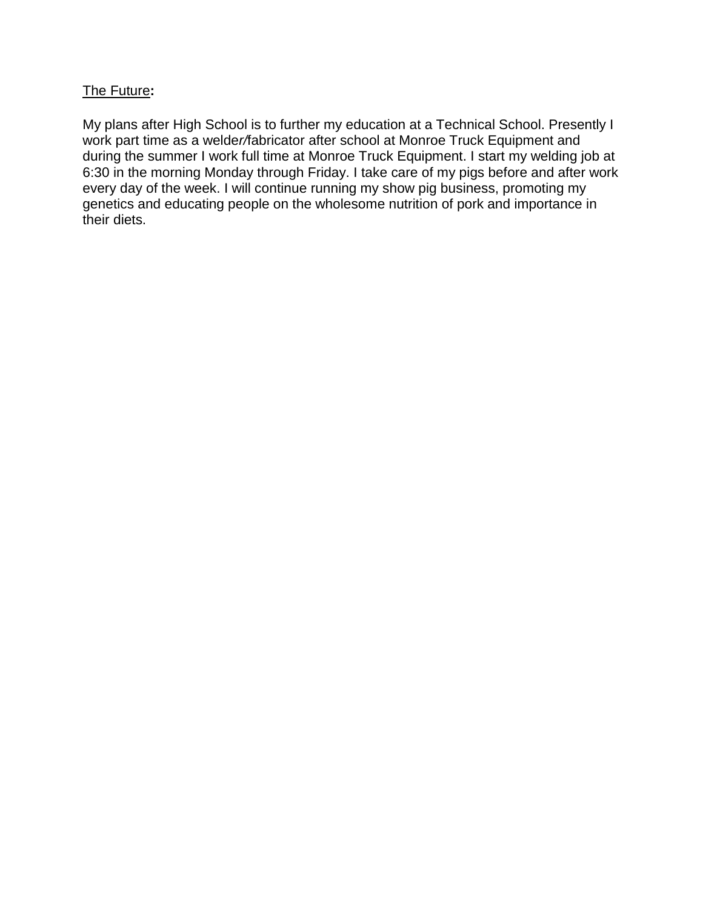The Future:

My plans after High School is to further my education at a Technical School. Presently I work part time as a welder/fabricator after school at Monroe Truck Equipment and during the summer I work full time at Monroe Truck Equipment. I start my welding job at 6:30 in the morning Monday through Friday. I take care of my pigs before and after work every day of the week. I will continue running my show pig business, promoting my genetics and educating people on the wholesome nutrition of pork and importance in their diets.